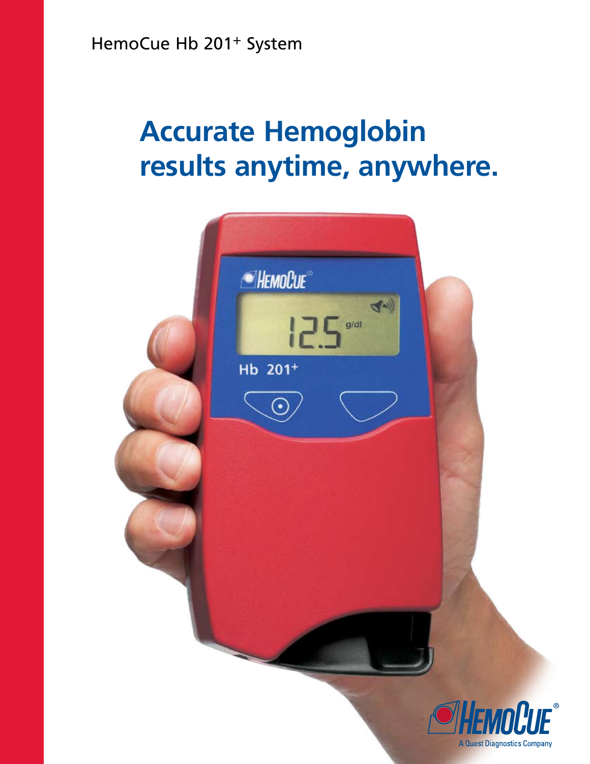HemoCue Hb 201+ System

# Accurate Hemoglobin results anytime, anywhere.

A Quest Diagnostics Company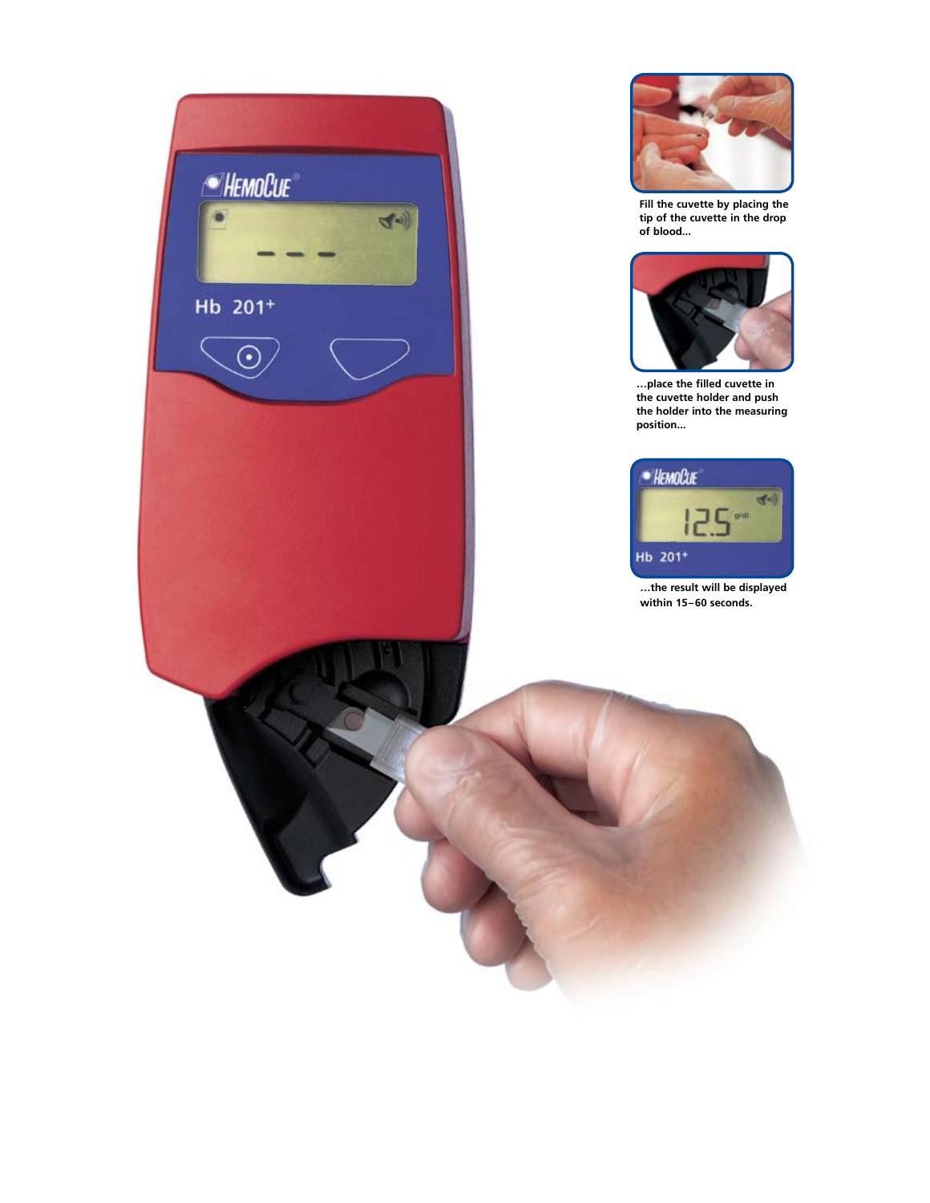Fill the cuvette by placing the tip of the cuvette in the drop of blood…

…place the filled cuvette in the cuvette holder and push the holder into the measuring position…

…the result will be displayed within 15–60 seconds.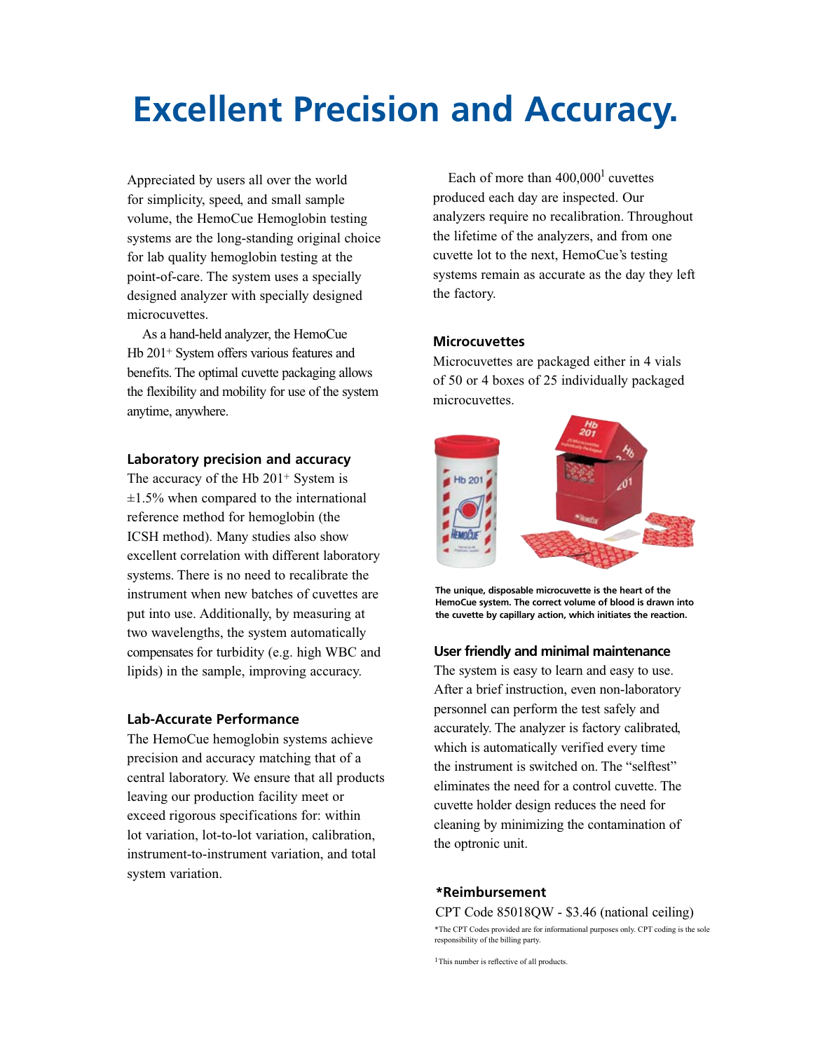# Excellent Precision and Accuracy.

Appreciated by users all over the world for simplicity, speed, and small sample volume, the HemoCue Hemoglobin testing systems are the long-standing original choice for lab quality hemoglobin testing at the point-of-care. The system uses a specially designed analyzer with specially designed microcuvettes.

As a hand-held analyzer, the HemoCue Hb 201+ System offers various features and benefits. The optimal cuvette packaging allows the flexibility and mobility for use of the system anytime, anywhere.

### Laboratory precision and accuracy

The accuracy of the Hb 201+ System is ±1.5% when compared to the international reference method for hemoglobin (the ICSH method). Many studies also show excellent correlation with different laboratory systems. There is no need to recalibrate the instrument when new batches of cuvettes are put into use. Additionally, by measuring at two wavelengths, the system automatically compensates for turbidity (e.g. high WBC and lipids) in the sample, improving accuracy.

### Lab-Accurate Performance

The HemoCue hemoglobin systems achieve precision and accuracy matching that of a central laboratory. We ensure that all products leaving our production facility meet or exceed rigorous specifications for: within lot variation, lot-to-lot variation, calibration, instrument-to-instrument variation, and total system variation.

Each of more than 400,000[1] cuvettes produced each day are inspected. Our analyzers require no recalibration. Throughout the lifetime of the analyzers, and from one cuvette lot to the next, HemoCue's testing systems remain as accurate as the day they left the factory.

### Microcuvettes

Microcuvettes are packaged either in 4 vials of 50 or 4 boxes of 25 individually packaged microcuvettes.

**The unique, disposable microcuvette is the heart of the HemoCue system. The correct volume of blood is drawn into the cuvette by capillary action, which initiates the reaction.**

### User friendly and minimal maintenance

The system is easy to learn and easy to use. After a brief instruction, even non-laboratory personnel can perform the test safely and accurately. The analyzer is factory calibrated, which is automatically verified every time the instrument is switched on. The "selftest" eliminates the need for a control cuvette. The cuvette holder design reduces the need for cleaning by minimizing the contamination of the optronic unit.

### *Reimbursement

CPT Code 85018QW - $3.46 (national ceiling)

*The CPT Codes provided are for informational purposes only. CPT coding is the sole responsibility of the billing party.

[1] This number is reflective of all products.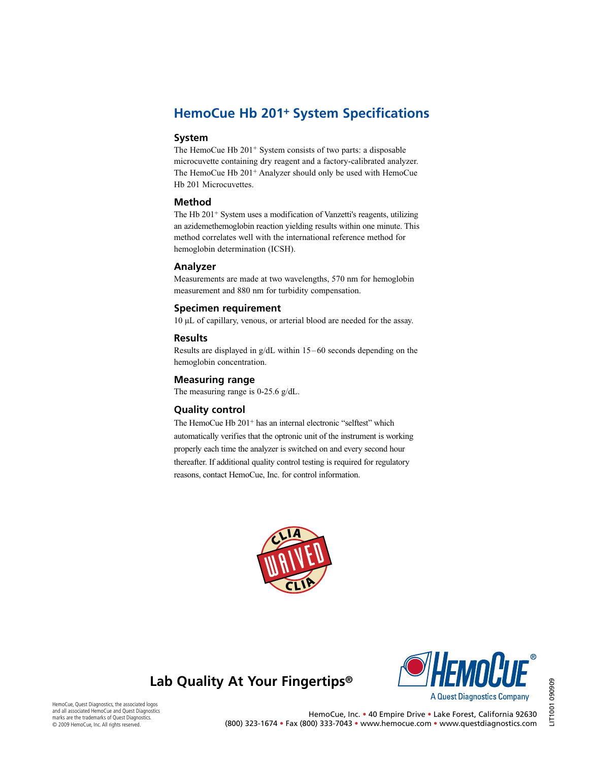# HemoCue Hb 201+ System Specifications

### System

The HemoCue Hb 201+ System consists of two parts: a disposable microcuvette containing dry reagent and a factory-calibrated analyzer. The HemoCue Hb 201+ Analyzer should only be used with HemoCue Hb 201 Microcuvettes.

### Method

The Hb 201+ System uses a modification of Vanzetti's reagents, utilizing an azidemethemoglobin reaction yielding results within one minute. This method correlates well with the international reference method for hemoglobin determination (ICSH).

### Analyzer

Measurements are made at two wavelengths, 570 nm for hemoglobin measurement and 880 nm for turbidity compensation.

### Specimen requirement

10 µL of capillary, venous, or arterial blood are needed for the assay.

### Results

Results are displayed in g/dL within 15–60 seconds depending on the hemoglobin concentration.

### Measuring range

The measuring range is 0-25.6 g/dL.

### Quality control

The HemoCue Hb 201+ has an internal electronic “selftest” which automatically verifies that the optronic unit of the instrument is working properly each time the analyzer is switched on and every second hour thereafter. If additional quality control testing is required for regulatory reasons, contact HemoCue, Inc. for control information.

CLIA WAIVED CLIA

**Lab Quality At Your Fingertips®**

HEMOCUE® A Quest Diagnostics Company

HemoCue, Quest Diagnostics, the associated logos and all associated HemoCue and Quest Diagnostics marks are the trademarks of Quest Diagnostics.
© 2009 HemoCue, Inc. All rights reserved.

HemoCue, Inc. • 40 Empire Drive • Lake Forest, California 92630
(800) 323-1674 • Fax (800) 333-7043 • www.hemocue.com • www.questdiagnostics.com

LIT1001 090909